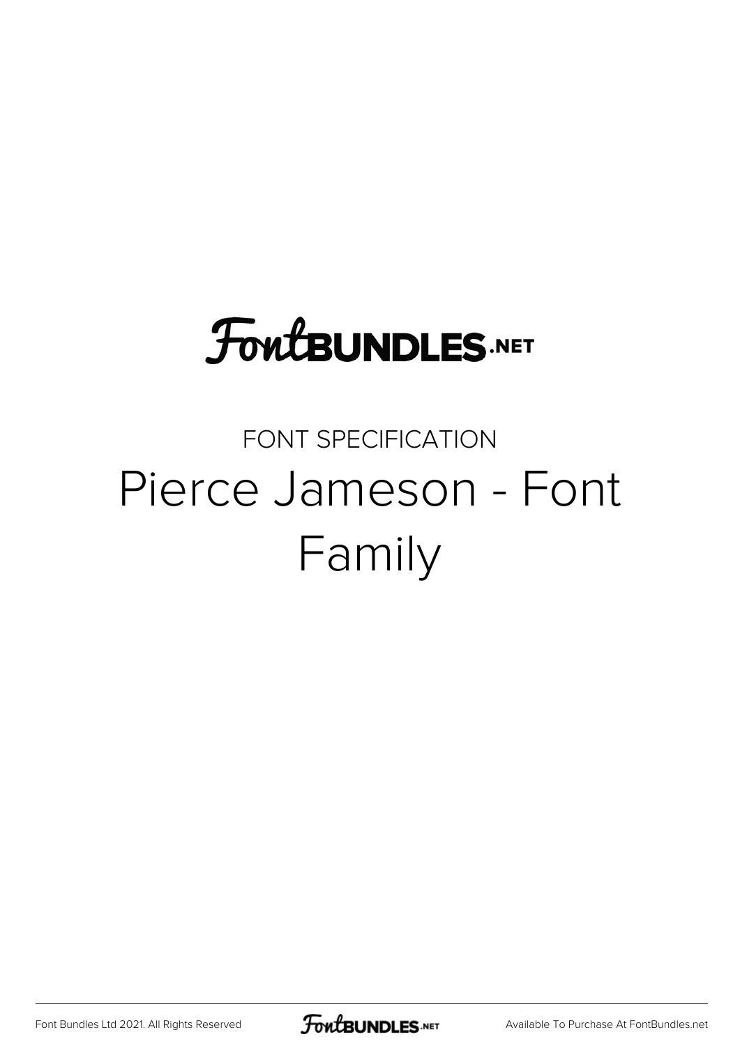FontBUNDLES.NET

FONT SPECIFICATION

# Pierce Jameson - Font Family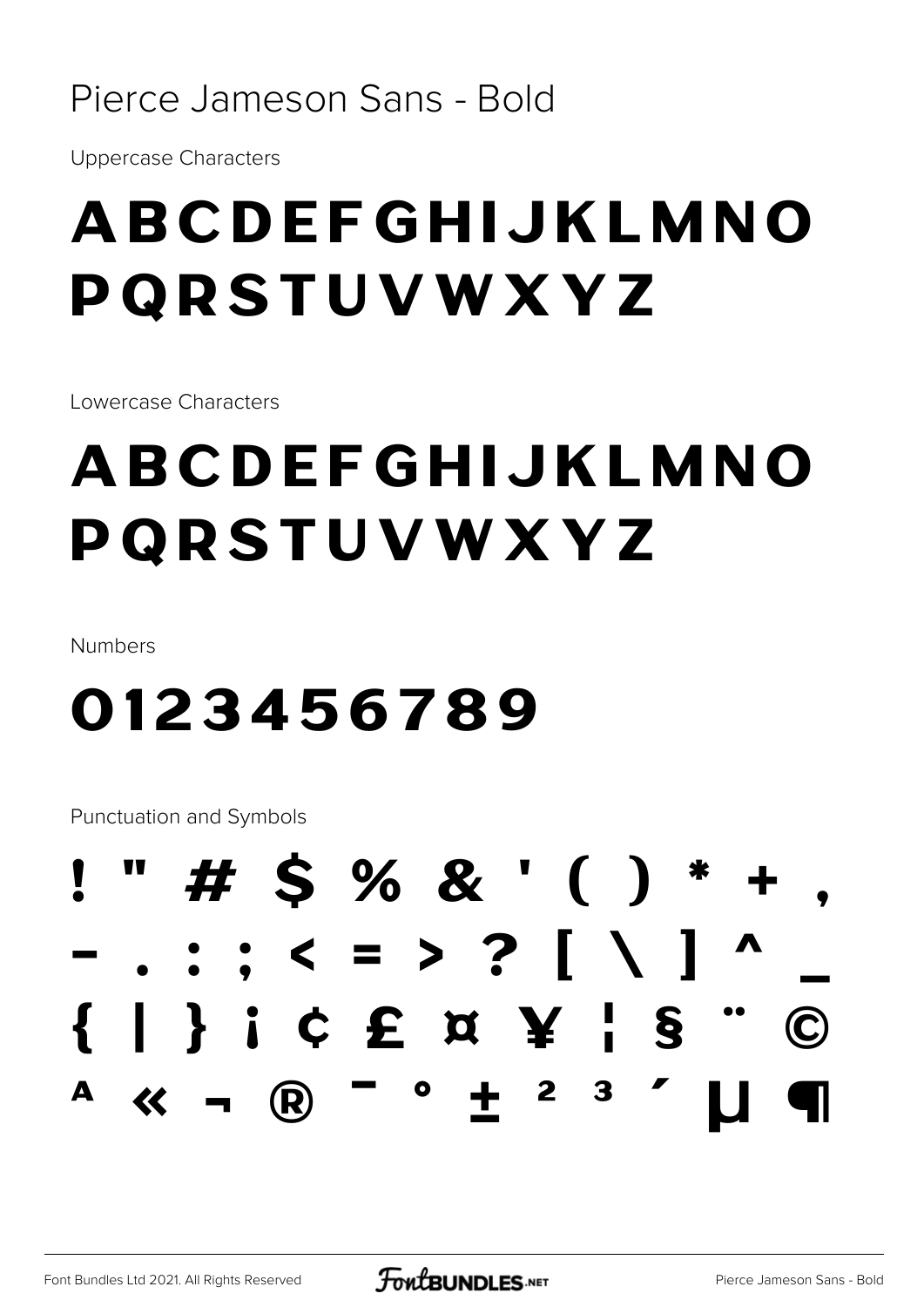# Pierce Jameson Sans - Bold

Uppercase Characters

## ABCDEFGHIJKLMNO PQRSTUVWXYZ

Lowercase Characters

## ABCDEFGHIJKLMNO PQRSTUVWXYZ

Numbers

## 0123456789

Punctuation and Symbols

## ! " # $ % & ' ( ) * + ,
## - . : ; < = > ? [ \ ] ^ _
## { | } ¡ ¢ £ ¤ ¥ ¦ § ¨ ©
## ª « ¬ ® ¯ ° ± ² ³ ´ µ ¶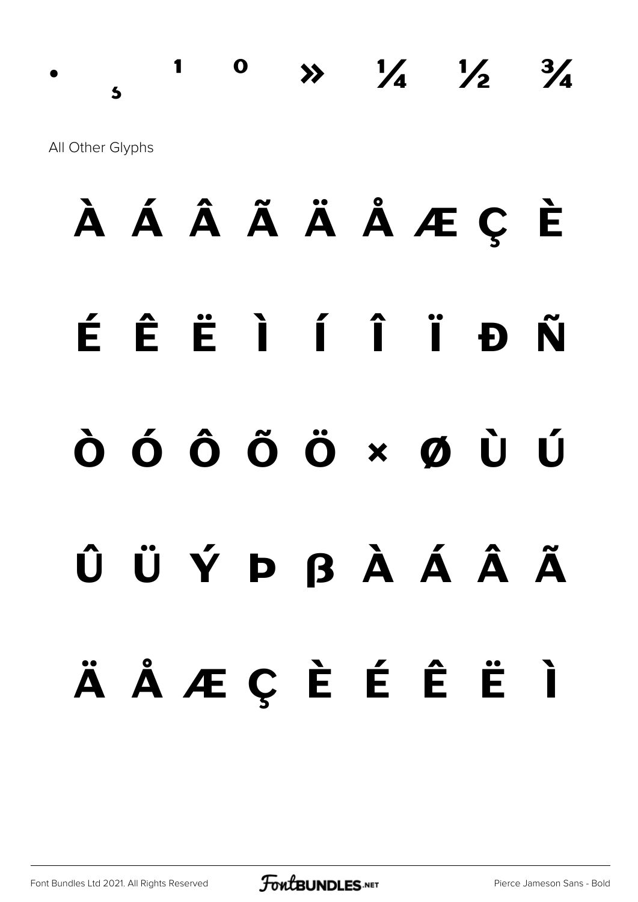• ˛ ¹ º » ¼ ½ ¾

All Other Glyphs

À Á Â Ã Ä Å Æ Ç È

É Ê Ë Ì Í Î Ï Ð Ñ

Ò Ó Ô Õ Ö × Ø Ù Ú

Û Ü Ý Þ ß à á â ã

ä å æ ç è é ê ë ì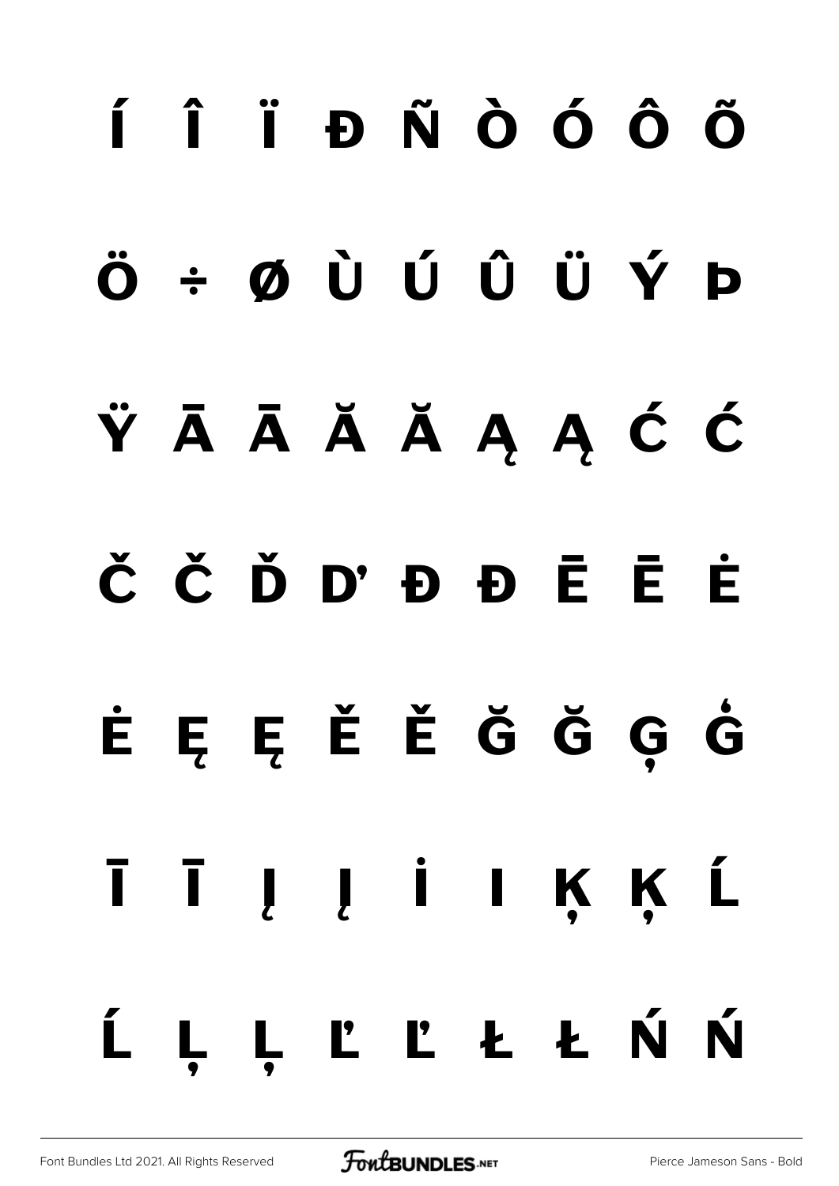Í Î Ï Ð Ñ Ò Ó Ô Õ

Ö ÷ Ø Ù Ú Û Ü Ý Þ

Ÿ Ā Ā Ă Ă Ą Ą Ć Ć

Č Č Ď Ď Đ Đ Ē Ē Ė

Ė Ę Ę Ě Ě Ğ Ğ Ģ Ģ

Ī Ī Į Į İ I Ķ Ķ Ĺ

Ĺ Ļ Ļ Ľ Ľ Ł Ł Ń Ń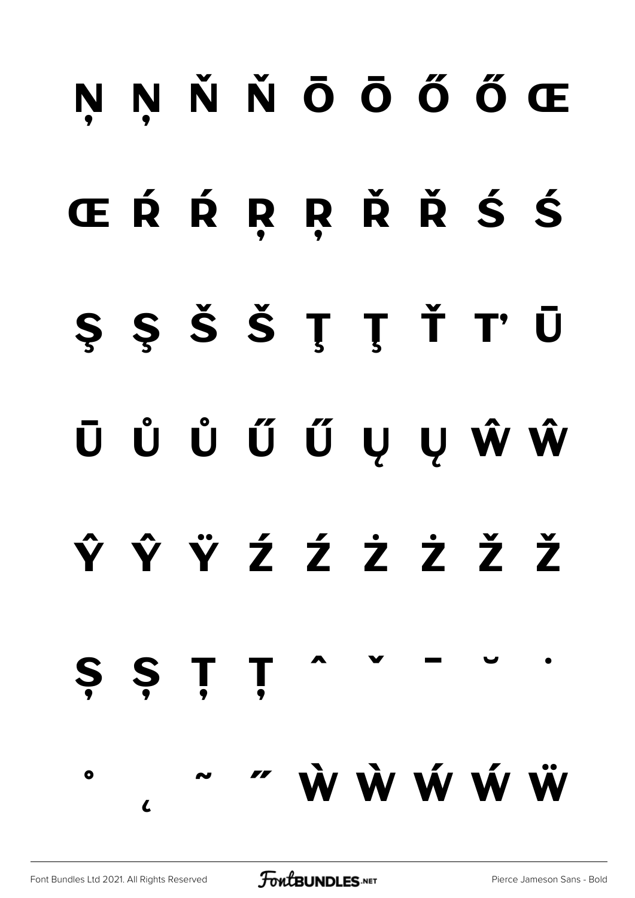Ņ Ņ Ň Ň Ō Ō Ő Ő Œ

Œ Ŕ Ŕ Ŗ Ŗ Ř Ř Ś Ś

Ş Ş Š Š Ţ Ţ Ť Ť Ū

Ū Ů Ů Ű Ű Ų Ų Ŵ Ŵ

Ŷ Ŷ Ÿ Ź Ź Ż Ż Ž Ž

Ș Ș Ț Ț ˆ ˇ ˉ ˘ ˙

˚ ˛ ˜ ˝ Ẁ Ẁ Ẃ Ẃ Ẅ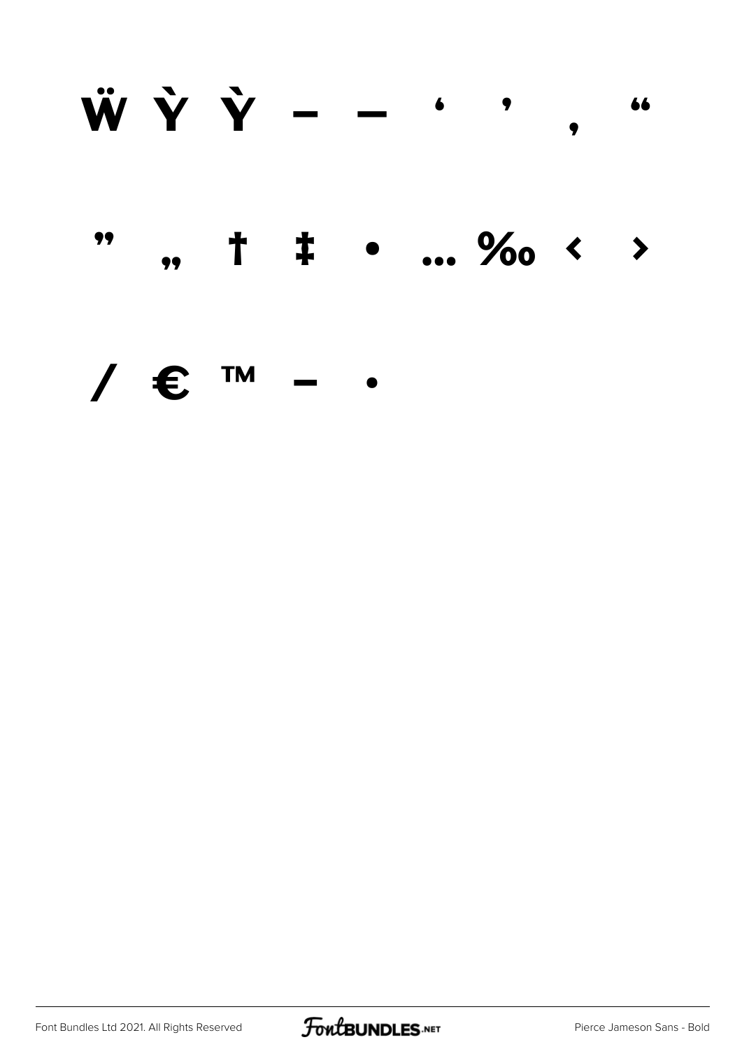Ẅ Ỳ Ỳ – — ‘ ’ ‚ “

” „ † ‡ • … ‰ ‹ ›

⁄ € ™ − ∙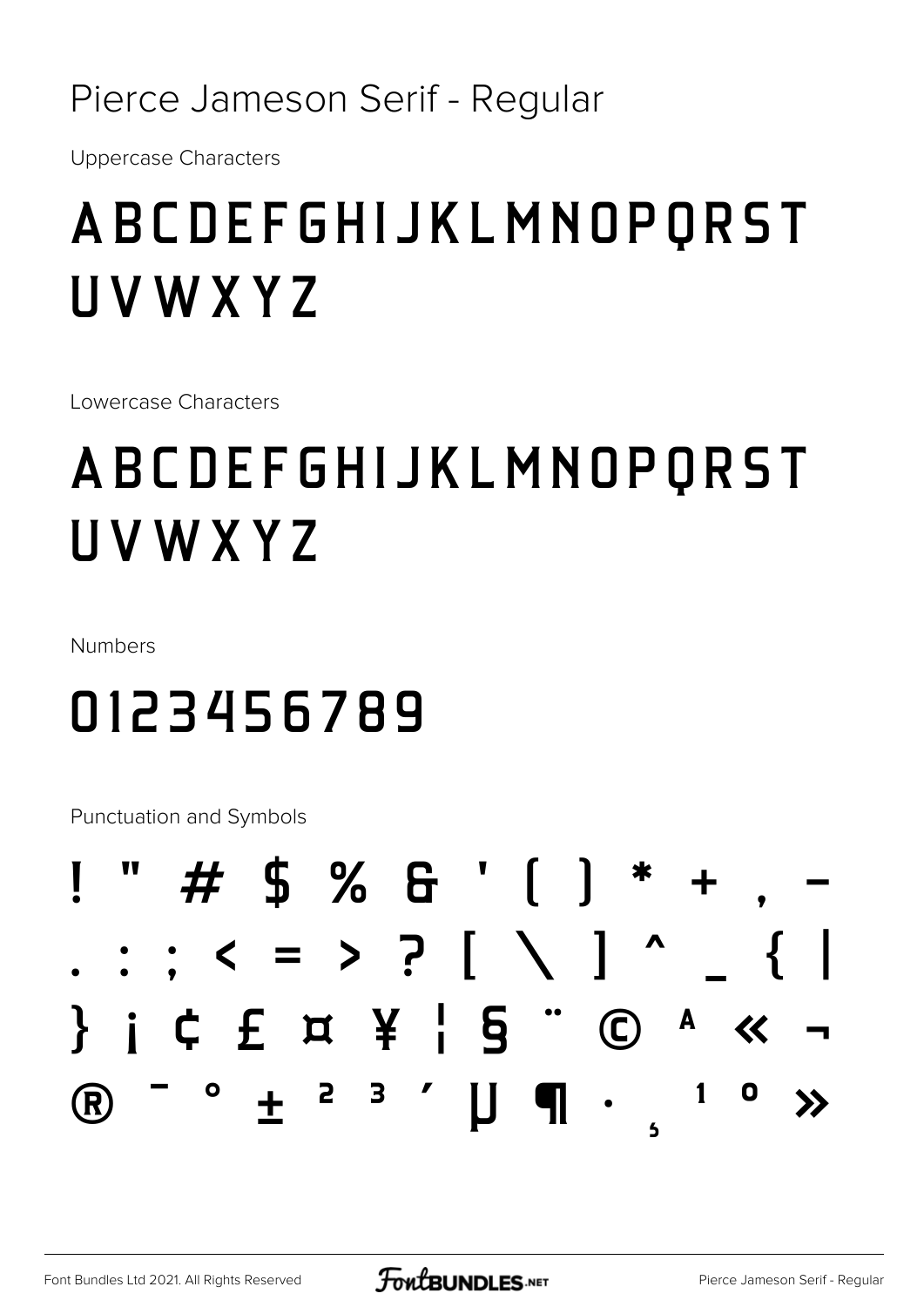# Pierce Jameson Serif - Regular

Uppercase Characters

ABCDEFGHIJKLMNOPQRST
UVWXYZ

Lowercase Characters

ABCDEFGHIJKLMNOPQRST
UVWXYZ

Numbers

0123456789

Punctuation and Symbols

! " # $ % & ' ( ) * + , -
. : ; < = > ? [ \ ] ^ _ { |
} ¡ ¢ £ ¤ ¥ ¦ § ¨ © ª « ¬
® ¯ ° ± ² ³ ´ µ ¶ · ¸ ¹ º »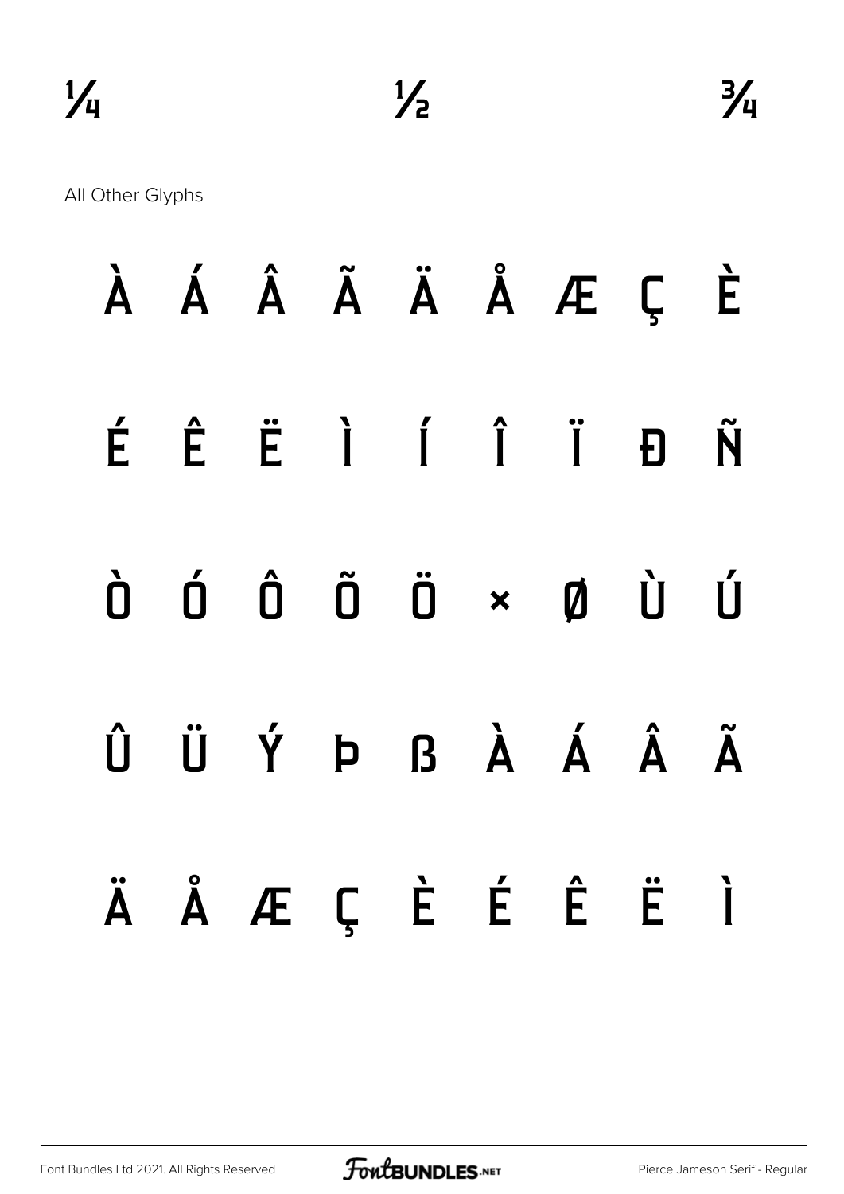¼ ½ ¾

All Other Glyphs

À Á Â Ã Ä Å Æ Ç È

É Ê Ë Ì Í Î Ï Ð Ñ

Ò Ó Ô Õ Ö × Ø Ù Ú

Û Ü Ý Þ ß à á â ã

ä å æ ç è é ê ë ì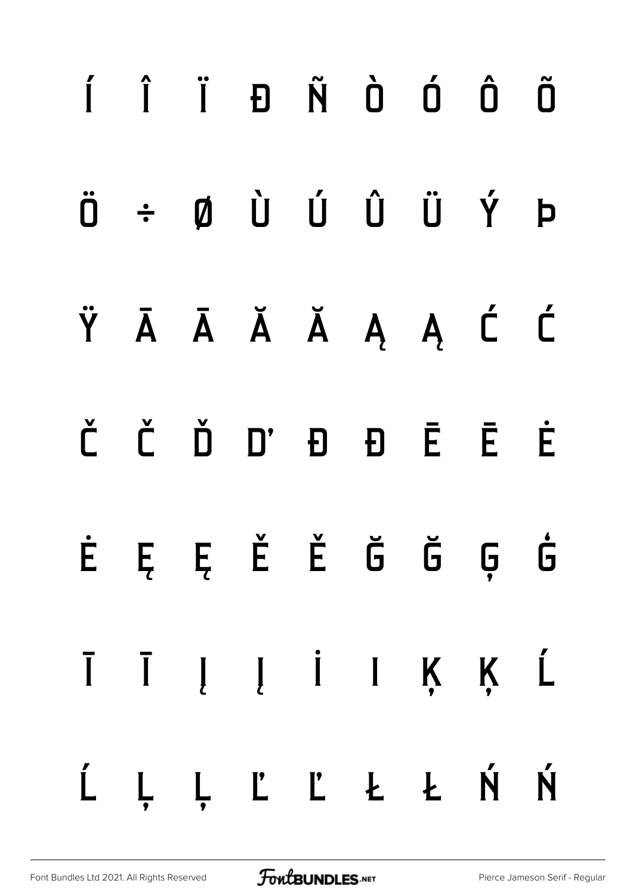Í Î Ï Ð Ñ Ò Ó Ô Õ

Ö ÷ Ø Ù Ú Û Ü Ý Þ

Ÿ Ā Ā Ă Ă Ą Ą Ć Ć

Č Č Ď Ď Đ Đ Ē Ē Ė

Ė Ę Ę Ě Ě Ğ Ğ Ģ Ġ

Ī Ī Į Į İ I Ķ Ķ Ĺ

Ĺ Ļ Ļ Ľ Ľ Ł Ł Ń Ń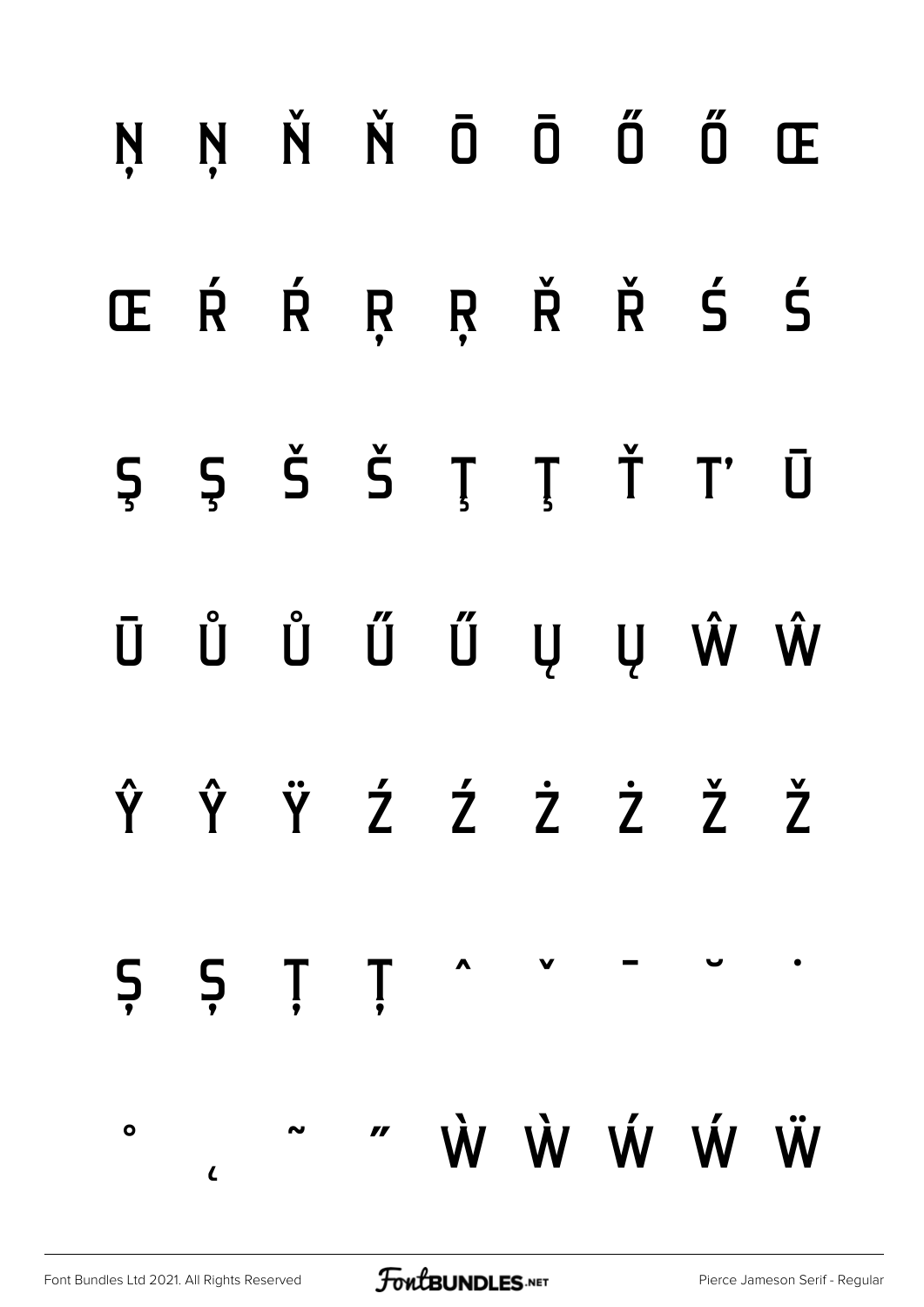Ņ Ņ Ň Ň Ō Ō Ő Ő Œ

Œ Ŕ Ŕ Ŗ Ŗ Ř Ř Ś Ś

Ş Ş Š Š Ţ Ţ Ť Ť Ū

Ū Ů Ů Ű Ű Ų Ų Ŵ Ŵ

Ŷ Ŷ Ÿ Ź Ź Ż Ż Ž Ž

Ș Ș Ț Ț ˆ ˇ ˉ ˘ ˙

˚ ˛ ˜ ˝ Ẁ Ẁ Ẃ Ẃ Ẅ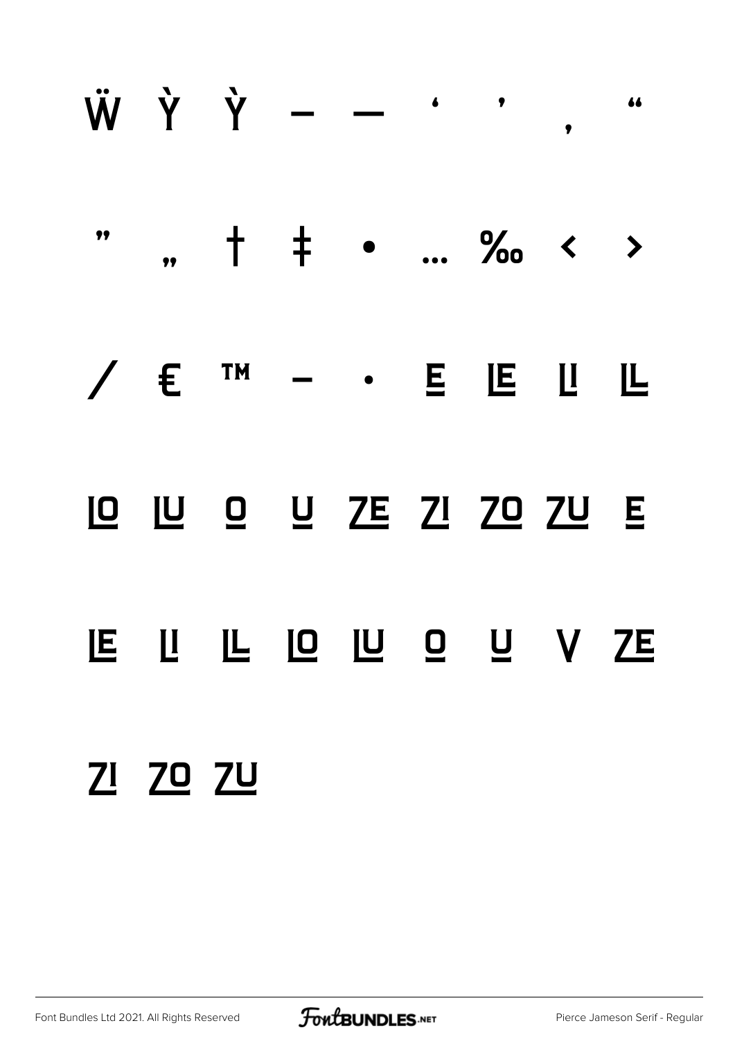Ẅ Ỳ Ỳ – — ‘ ’ ‚ “

” „ † ‡ • … ‰ ‹ ›

⁄ € ™ – · E LE LI LL

LO LU O U ZE ZI ZO ZU E

LE LI LL LO LU O U V ZE

ZI ZO ZU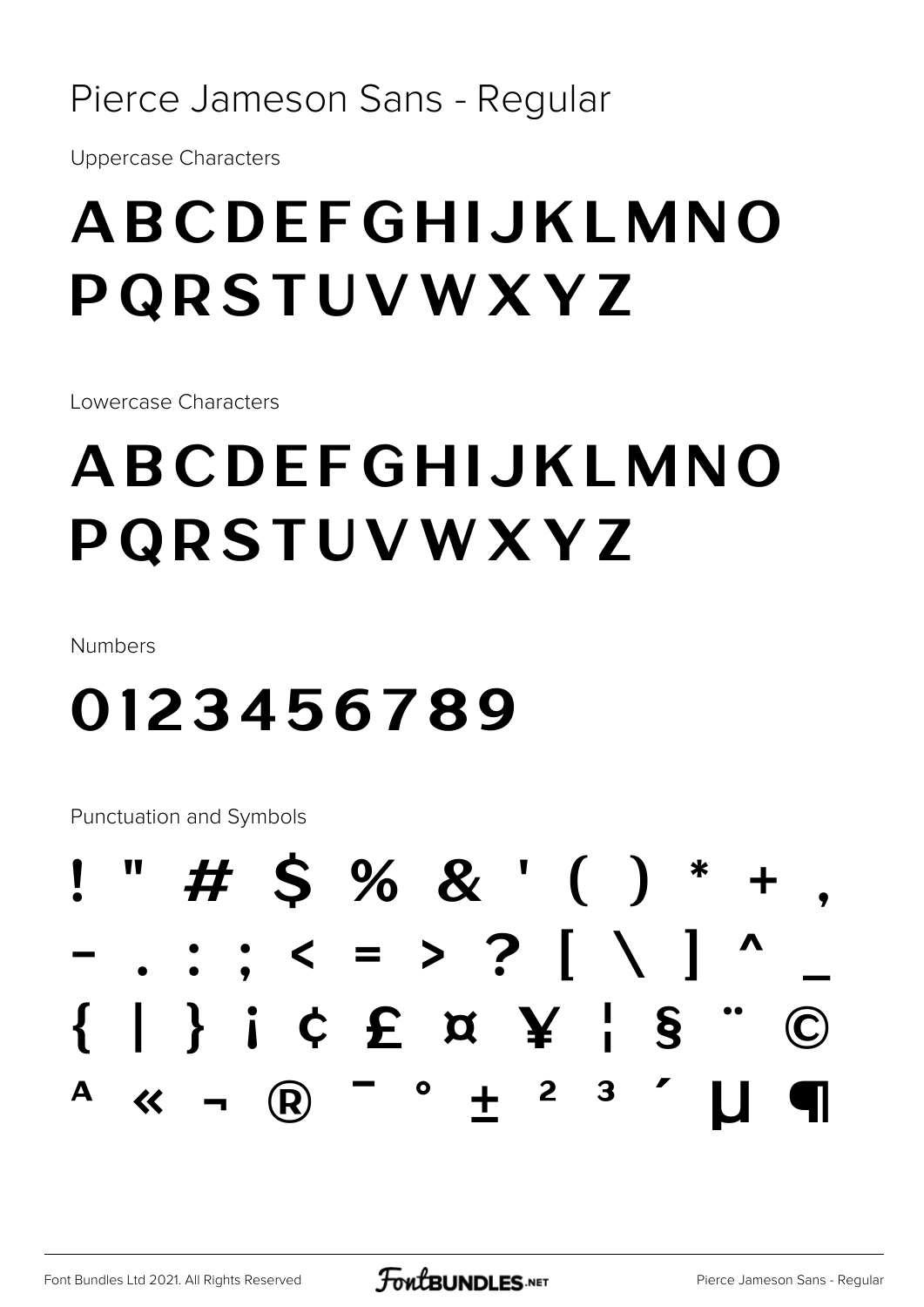# Pierce Jameson Sans - Regular

Uppercase Characters

ABCDEFGHIJKLMNO
PQRSTUVWXYZ

Lowercase Characters

ABCDEFGHIJKLMNO
PQRSTUVWXYZ

Numbers

0123456789

Punctuation and Symbols

! " # $ % & ' ( ) * + ,
- . : ; < = > ? [ \ ] ^ _
{ | } ¡ ¢ £ ¤ ¥ ¦ § ¨ ©
ª « ¬ ® ¯ ° ± ² ³ ´ µ ¶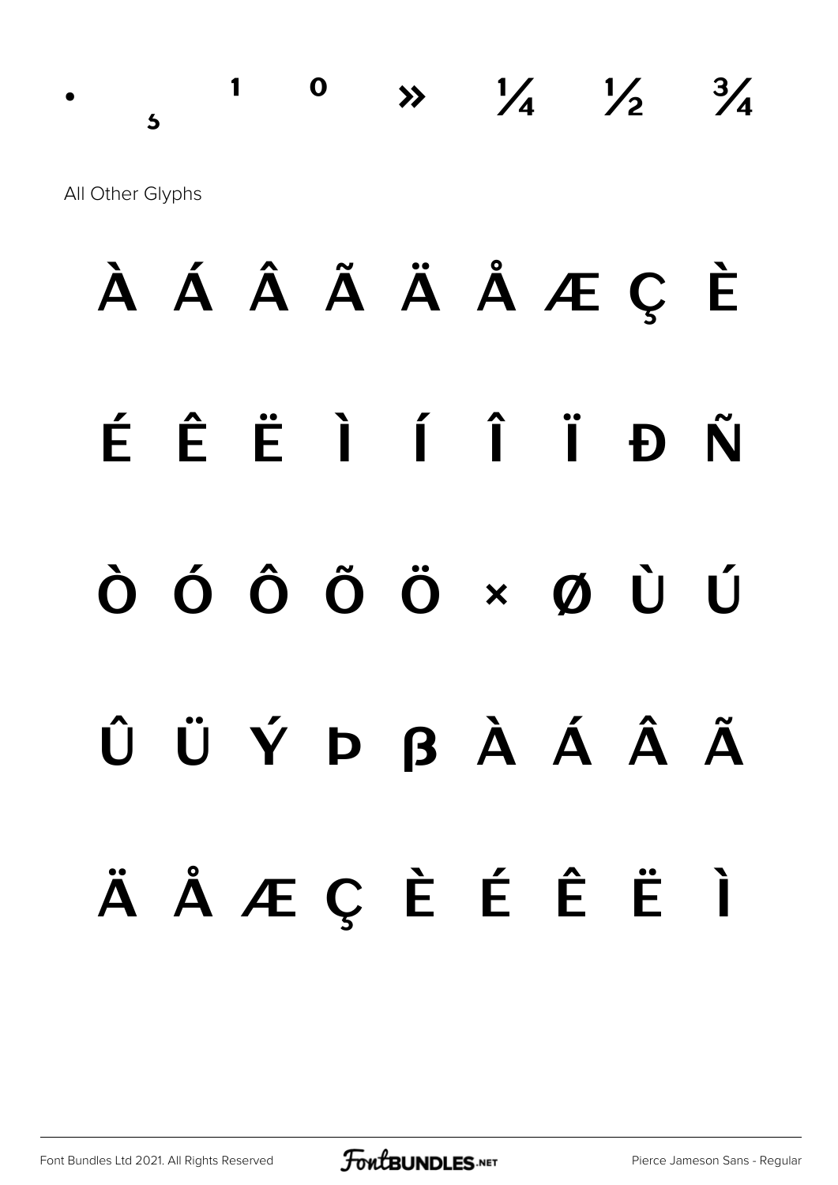•   ¸   ¹   º   »   ¼   ½   ¾

All Other Glyphs

À Á Â Ã Ä Å Æ Ç È

É Ê Ë Ì Í Î Ï Ð Ñ

Ò Ó Ô Õ Ö × Ø Ù Ú

Û Ü Ý Þ ß À Á Â Ã

Ä Å Æ Ç È É Ê Ë Ì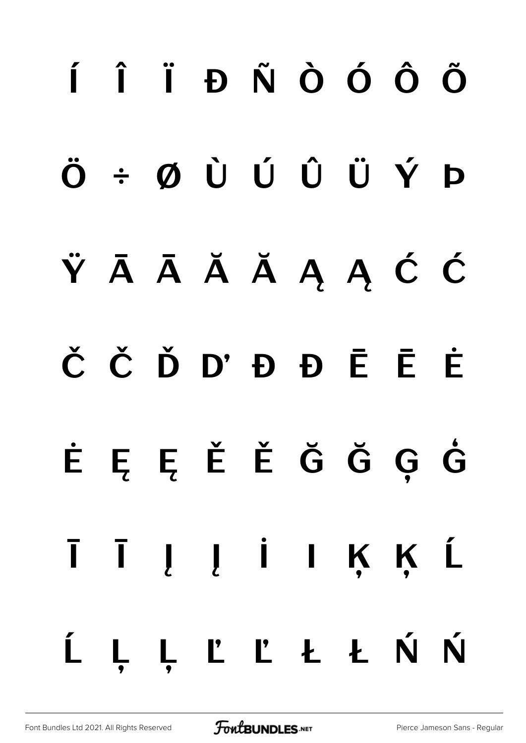Í Î Ï Ð Ñ Ò Ó Ô Õ

Ö ÷ Ø Ù Ú Û Ü Ý Þ

Ÿ Ā Ā Ă Ă Ą Ą Ć Ć

Č Č Ď Ď Đ Đ Ē Ē Ė

Ė Ę Ę Ě Ě Ğ Ğ Ģ Ġ

Ī Ī Į Į İ I Ķ Ķ Ĺ

Ĺ Ļ Ļ Ľ Ľ Ł Ł Ń Ń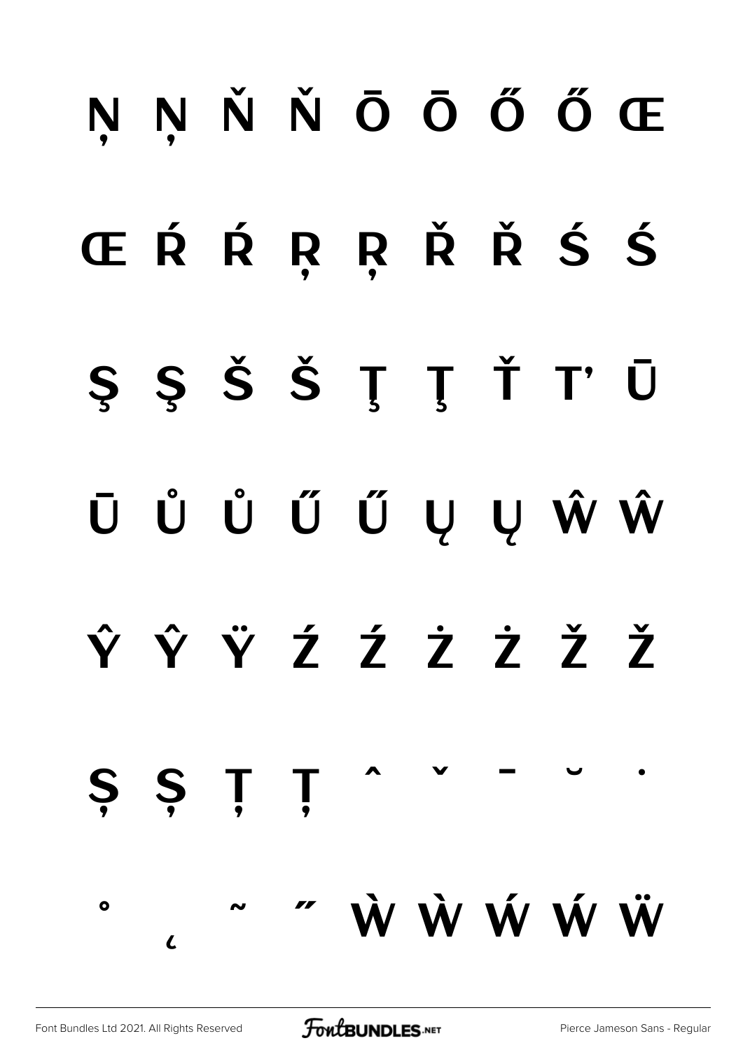Ņ Ņ Ň Ň Ō Ō Ő Ő Œ

Œ Ŕ Ŕ Ŗ Ŗ Ř Ř Ś Ś

Ş Ş Š Š Ţ Ţ Ť Ť Ū

Ū Ů Ů Ű Ű Ų Ų Ŵ Ŵ

Ŷ Ŷ Ÿ Ź Ź Ż Ż Ž Ž

Ș Ș Ț Ț ˆ ˇ ˉ ˘ ˙

˚ ˛ ˜ ˝ Ẁ Ẁ Ẃ Ẃ Ẅ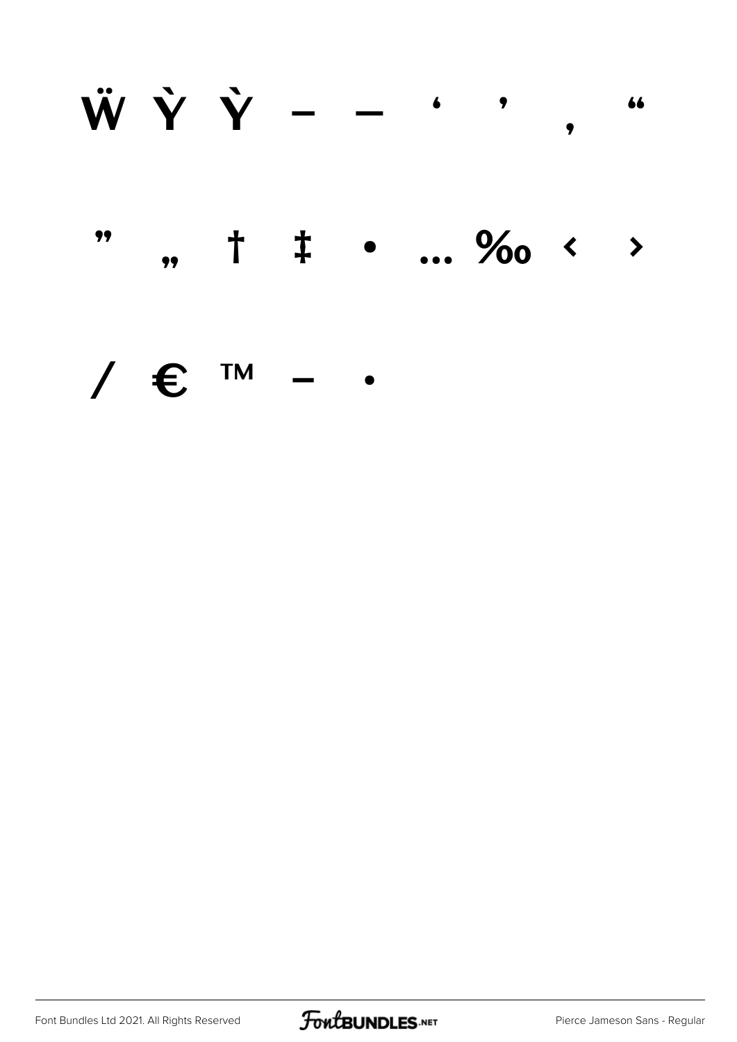Ẅ Ỳ Ỳ – — ‘ ’ ‚ “

” „ † ‡ • … ‰ ‹ ›

⁄ € ™ − ∙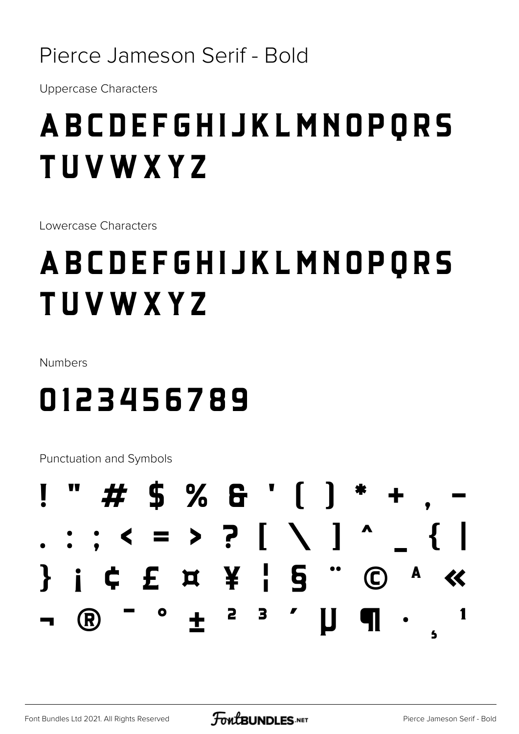# Pierce Jameson Serif - Bold

Uppercase Characters

ABCDEFGHIJKLMNOPQRS
TUVWXYZ

Lowercase Characters

ABCDEFGHIJKLMNOPQRS
TUVWXYZ

Numbers

0123456789

Punctuation and Symbols

! " # $ % & ' ( ) * + , -
. : ; < = > ? [ \ ] ^ _ { |
} ¡ ¢ £ ¤ ¥ ¦ § ¨ © ª «
¬ ® ¯ ° ± ² ³ ´ µ ¶ · ¸ ¹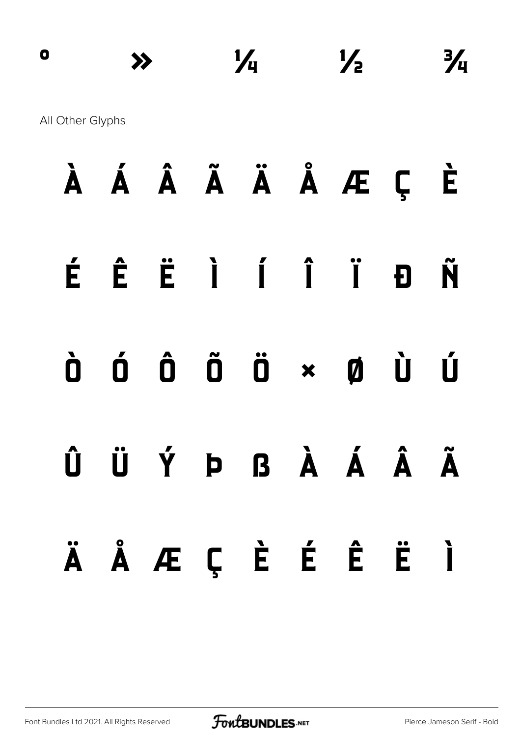° » ¼ ½ ¾

All Other Glyphs

À Á Â Ã Ä Å Æ Ç È

É Ê Ë Ì Í Î Ï Ð Ñ

Ò Ó Ô Õ Ö × Ø Ù Ú

Û Ü Ý Þ ß à á â ã

ä å æ ç è é ê ë ì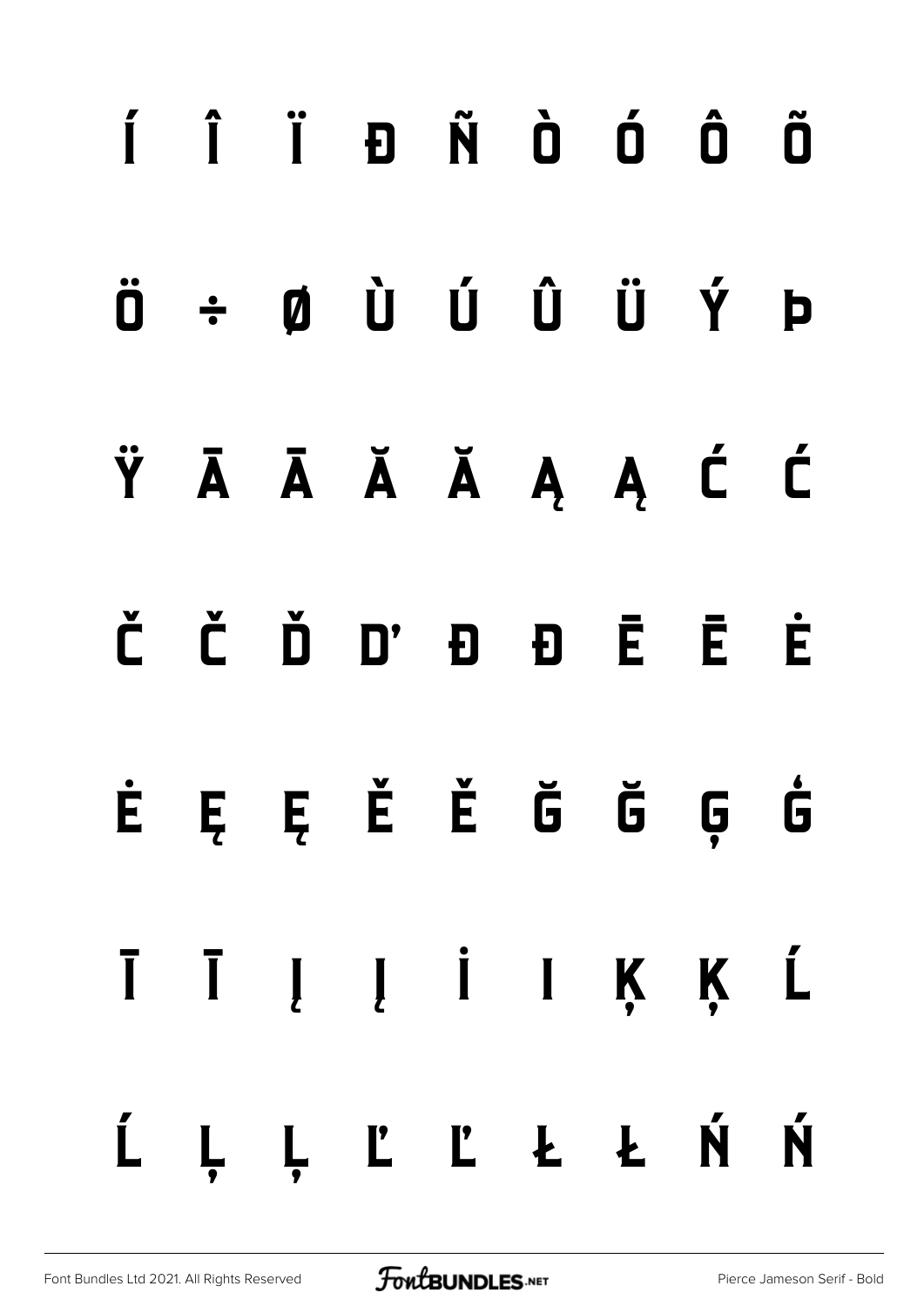Í Î Ï Ð Ñ Ò Ó Ô Õ

Ö ÷ Ø Ù Ú Û Ü Ý Þ

Ÿ Ā Ā Ă Ă Ą Ą Ć Ć

Č Č Ď Ď Đ Đ Ē Ē Ė

Ė Ę Ę Ě Ě Ğ Ğ Ģ Ģ

Ī Ī Į Į İ I Ķ Ķ Ĺ

Ĺ Ļ Ļ Ľ Ľ Ł Ł Ń Ń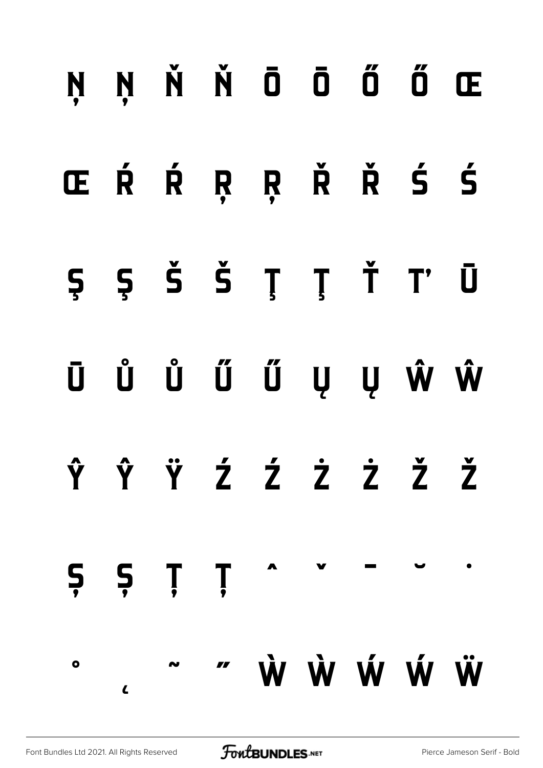Ņ Ņ Ň Ň Ō Ō Ő Ő Œ

Œ Ŕ Ŕ Ŗ Ŗ Ř Ř Ś Ś

Ş Ş Š Š Ţ Ţ Ť Ť Ū

Ū Ů Ů Ű Ű Ų Ų Ŵ Ŵ

Ŷ Ŷ Ÿ Ź Ź Ż Ż Ž Ž

Ș Ș Ț Ț ˆ ˇ ˉ ˘ ˙

˚ ˛ ˜ ˝ Ẁ Ẁ Ẃ Ẃ Ẅ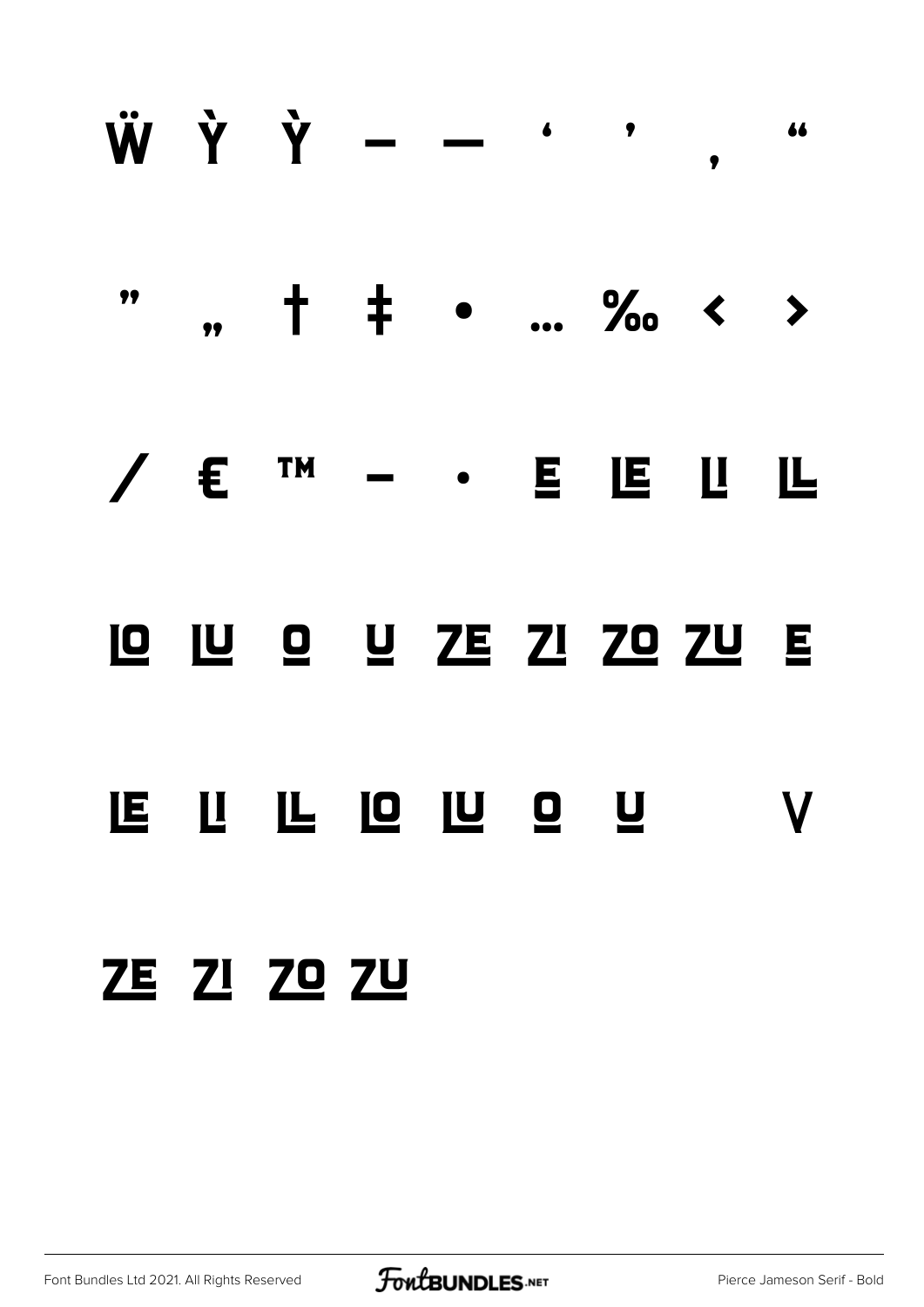Ẅ Ỳ Ỳ – — ‘ ’ ‚ “

” „ † ‡ • … ‰ ‹ ›

/ € ™ – · E LE LI LL

LO LU O U ZE ZI ZO ZU E

LE LI LL LO LU O U V

ZE ZI ZO ZU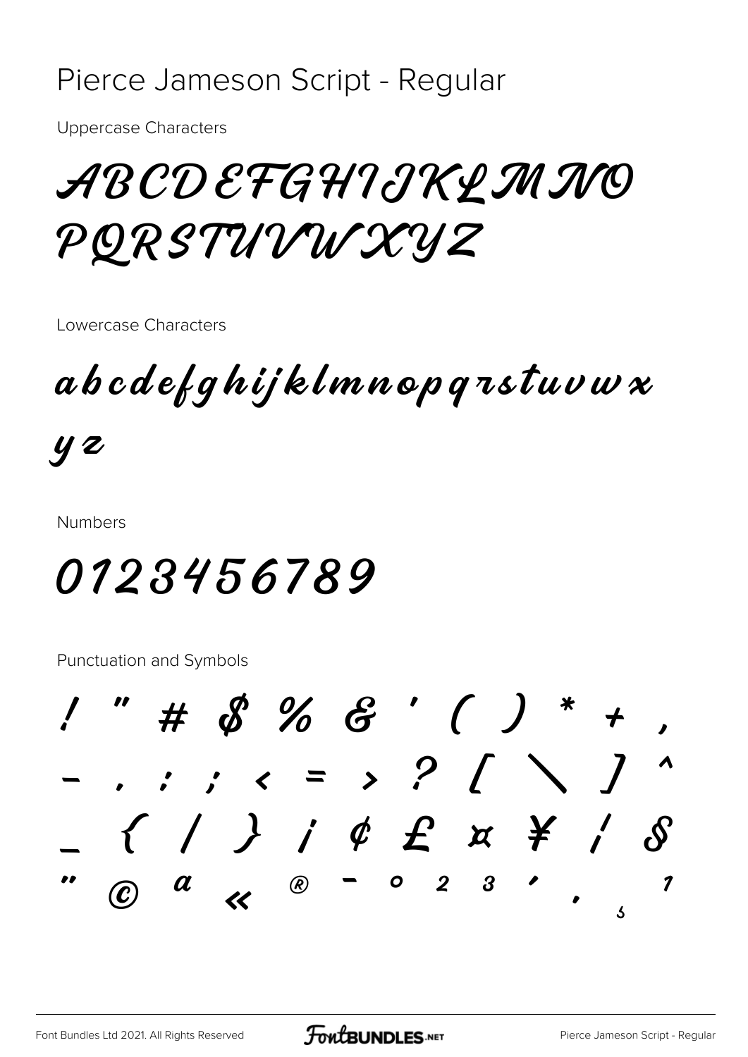# Pierce Jameson Script - Regular

Uppercase Characters

ABCDEFGHIJKLMNO
PQRSTUVWXYZ

Lowercase Characters

abcdefghijklmnopqrstuvwx
yz

Numbers

0123456789

Punctuation and Symbols

! " # $ % & ' ( ) * + ,
- . : ; < = > ? [ \ ] ^
_ { / } ¡ ¢ £ ¤ ¥ ¦ §
" © ª « ® - ° ² ³ ' ¸ ¹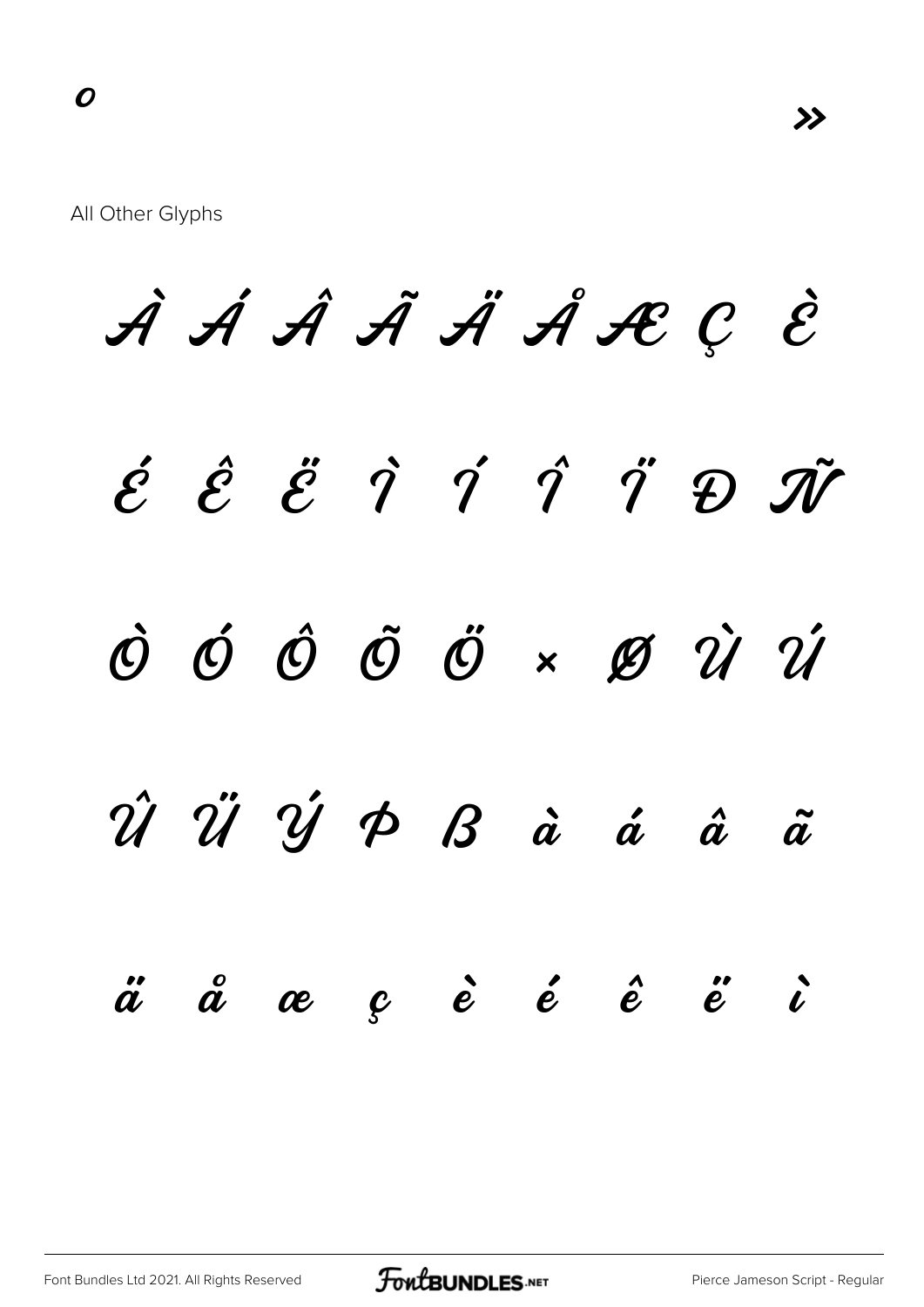º »

All Other Glyphs

À Á Â Ã Ä Å Æ Ç È

É Ê Ë Ì Í Î Ï Ð Ñ

Ò Ó Ô Õ Ö × Ø Ù Ú

Û Ü Ý Þ ß à á â ã

ä å æ ç è é ê ë ì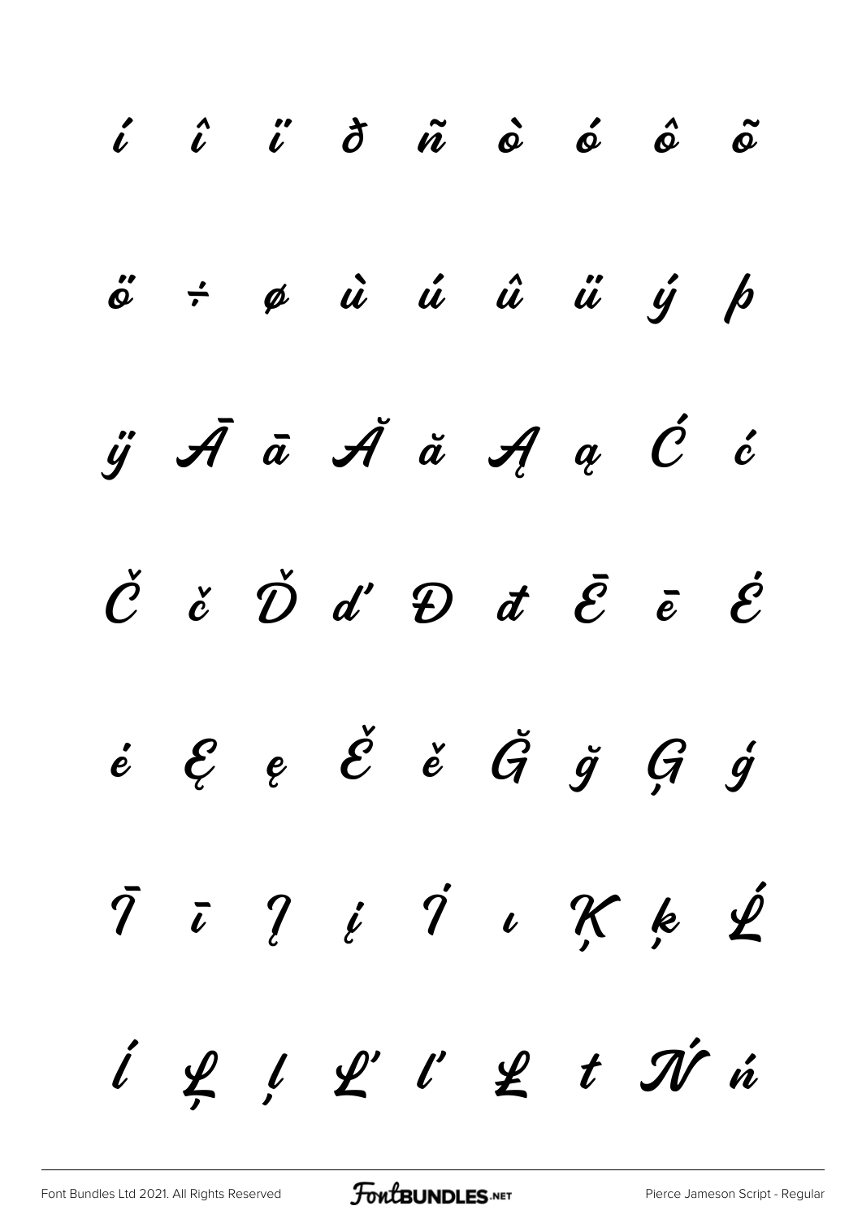í î ï ð ñ ò ó ô õ

ö ÷ ø ù ú û ü ý þ

ÿ Ā ā Ă ă Ą ą Ć ć

Č č Ď ď Đ đ Ē ē Ė

ė Ę ę Ě ě Ğ ğ Ģ ģ

Ī ī Į į İ ı Ķ ķ Ĺ

ĺ Ļ ļ Ľ ľ Ł ł Ń ń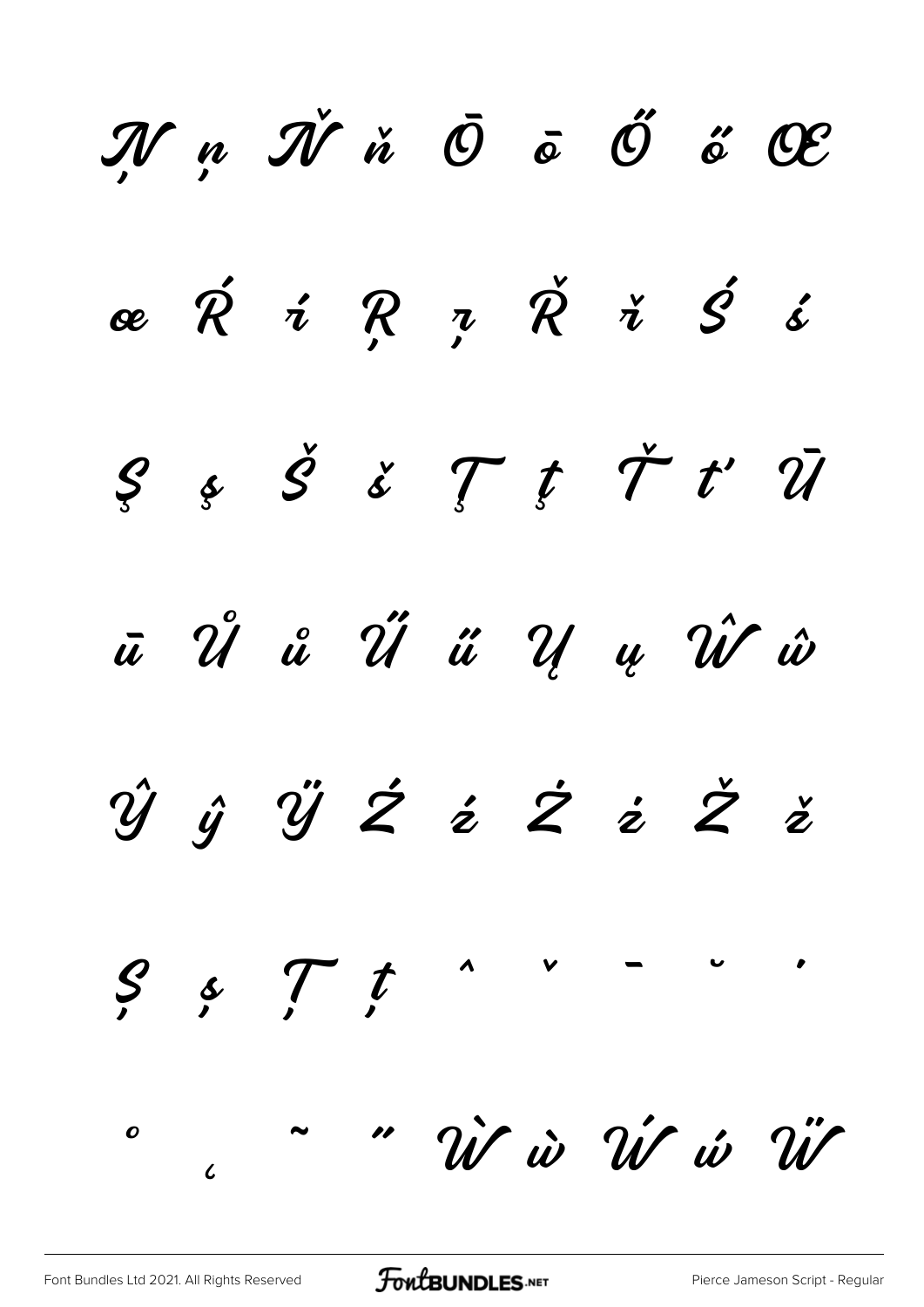Ņ ņ Ň ň Ō ō Ő ő Œ

œ Ŕ ŕ Ŗ ŗ Ř ř Ś ś

Ş ş Š š Ţ ţ Ť ť Ū

ū Ů ů Ű ű Ų ų Ŵ ŵ

Ŷ ŷ Ÿ Ź ź Ż ż Ž ž

Ș ș Ț ț ˆ ˇ ˉ ˘ ˙

˚ ˛ ˜ ˝ Ẁ ẁ Ẃ ẃ Ẅ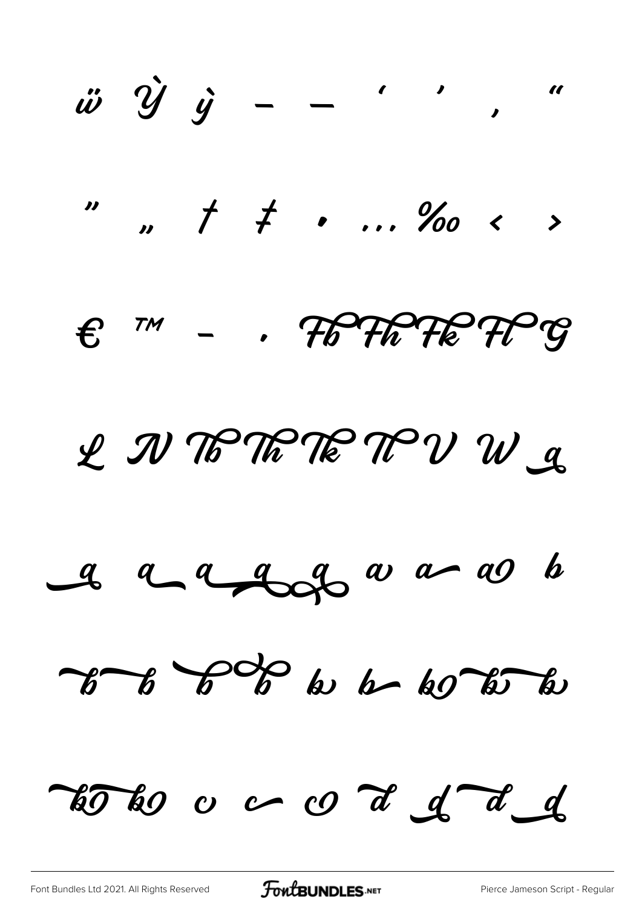ẅ Ỳ ỳ – — ' ' ‚ "

" „ † ‡ • … ‰ ‹ ›

€ ™ - . Fb Fh Fk Fl G

L N Tb Th Tk Tl V W a

a a a a a a a a b

b b b b b b b b b

b b c c c d d d d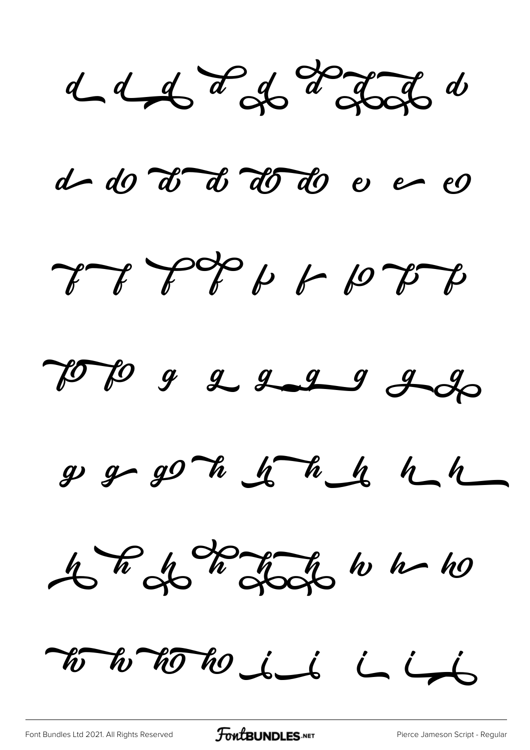d d d d d d d d d

d do d d do do e e eo

f f f f b b bo b b

bo bo g g g g g g g

g g go h h h h h h

h h h h h h h h ho

ho ho ho ho i i i i i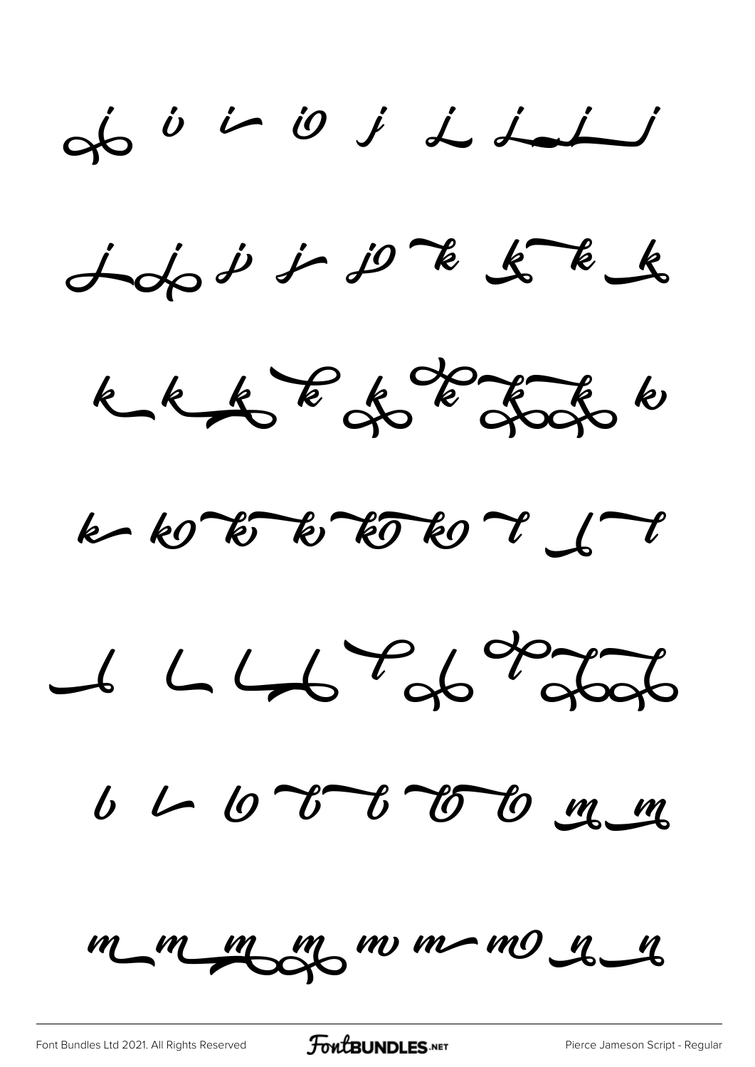i i i io j j j j

j j j j jo k k k k

k k k k k k k k

k ko k k ko ko l l l

l l l l l l l

l l lo l l lo lo m m

m m m m m m mo n n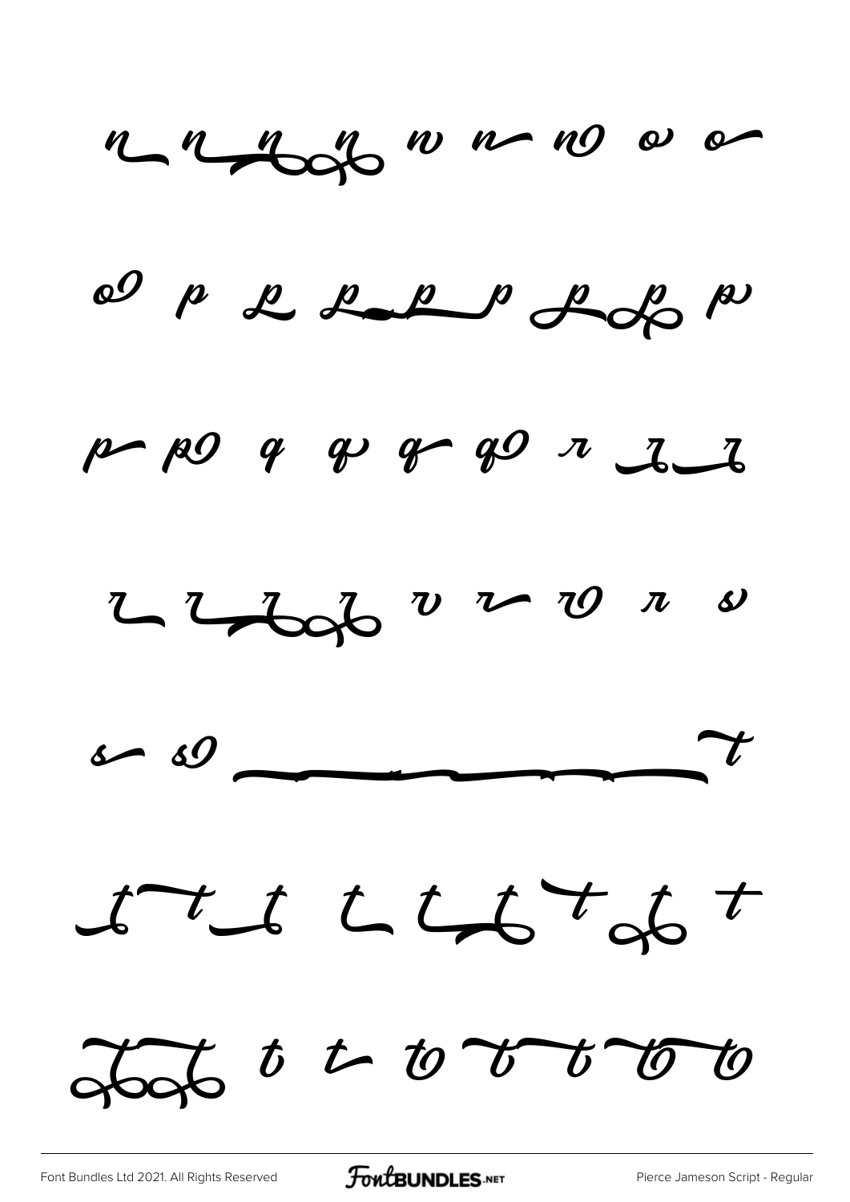n n n n n n n o o

o p p p p p p p p

p p q q q q r r r

r r r r r r r r s

s s _ _ _ _ _ t

t t t t t t t t t

t t t t t t t t t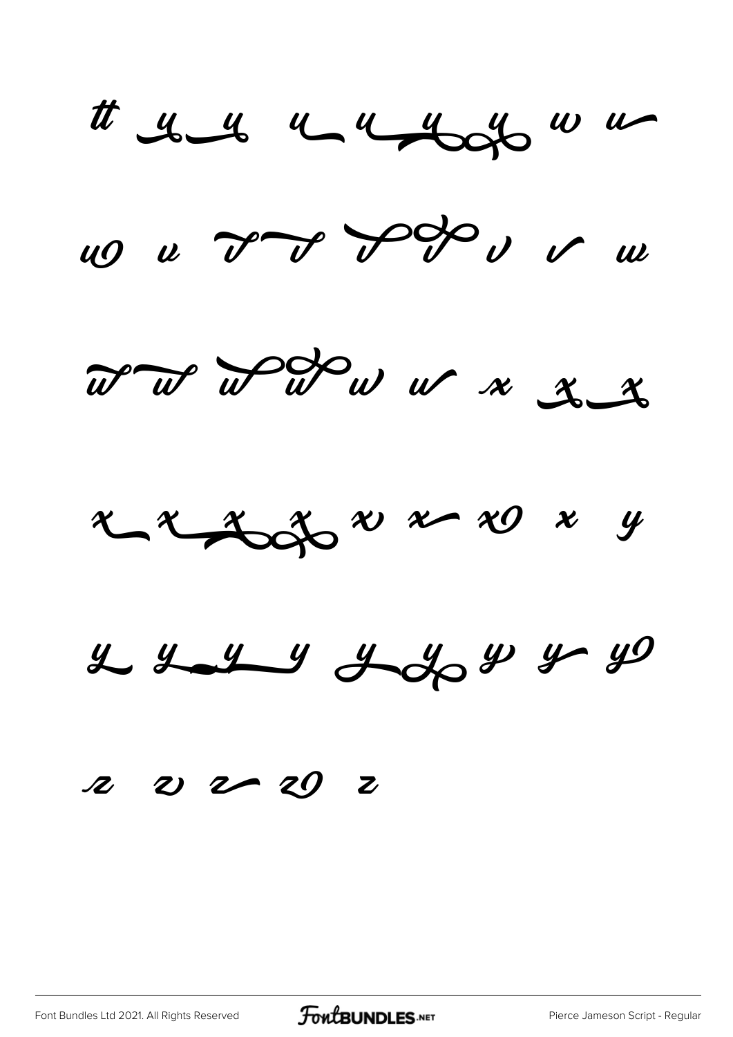tt u u u u u u w u

u u v v v v v v w

w w w w w w x x x

x x x x x x x x y

y y y y y y y y y

z z z z z